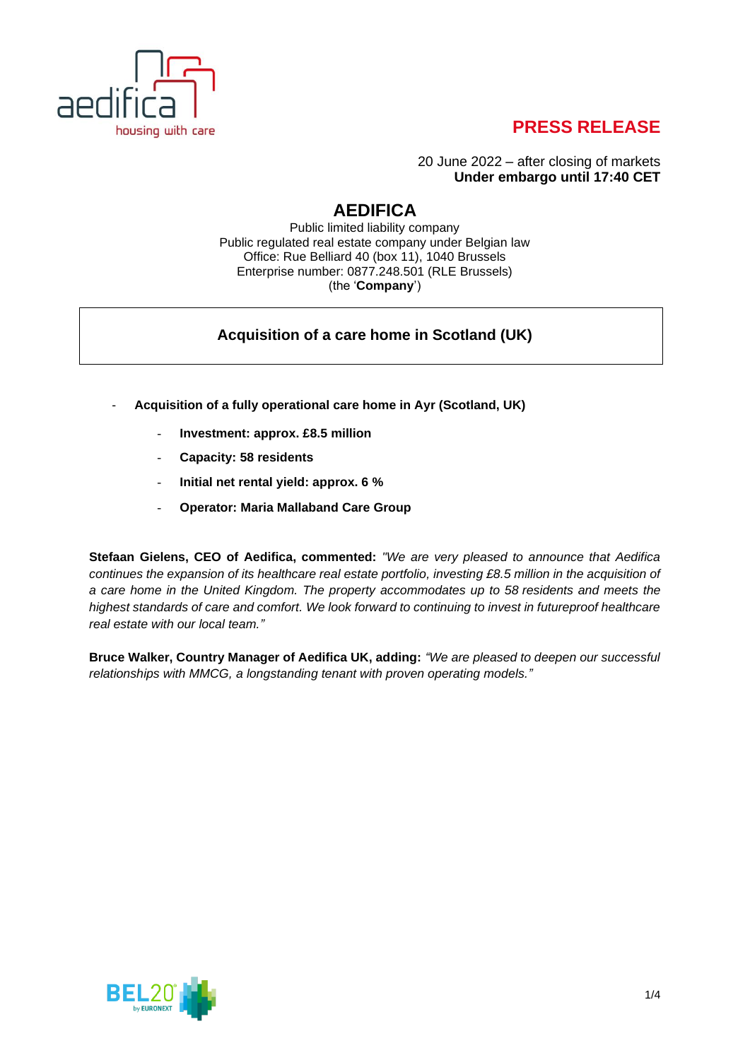**PRESS RELEASE**

20 June 2022 – after closing of markets
**Under embargo until 17:40 CET**

# AEDIFICA

Public limited liability company
Public regulated real estate company under Belgian law
Office: Rue Belliard 40 (box 11), 1040 Brussels
Enterprise number: 0877.248.501 (RLE Brussels)
(the '**Company**')

## Acquisition of a care home in Scotland (UK)

- **Acquisition of a fully operational care home in Ayr (Scotland, UK)**
  - **Investment: approx. £8.5 million**
  - **Capacity: 58 residents**
  - **Initial net rental yield: approx. 6 %**
  - **Operator: Maria Mallaband Care Group**

**Stefaan Gielens, CEO of Aedifica, commented:** *"We are very pleased to announce that Aedifica continues the expansion of its healthcare real estate portfolio, investing £8.5 million in the acquisition of a care home in the United Kingdom. The property accommodates up to 58 residents and meets the highest standards of care and comfort. We look forward to continuing to invest in futureproof healthcare real estate with our local team."*

**Bruce Walker, Country Manager of Aedifica UK, adding:** *"We are pleased to deepen our successful relationships with MMCG, a longstanding tenant with proven operating models."*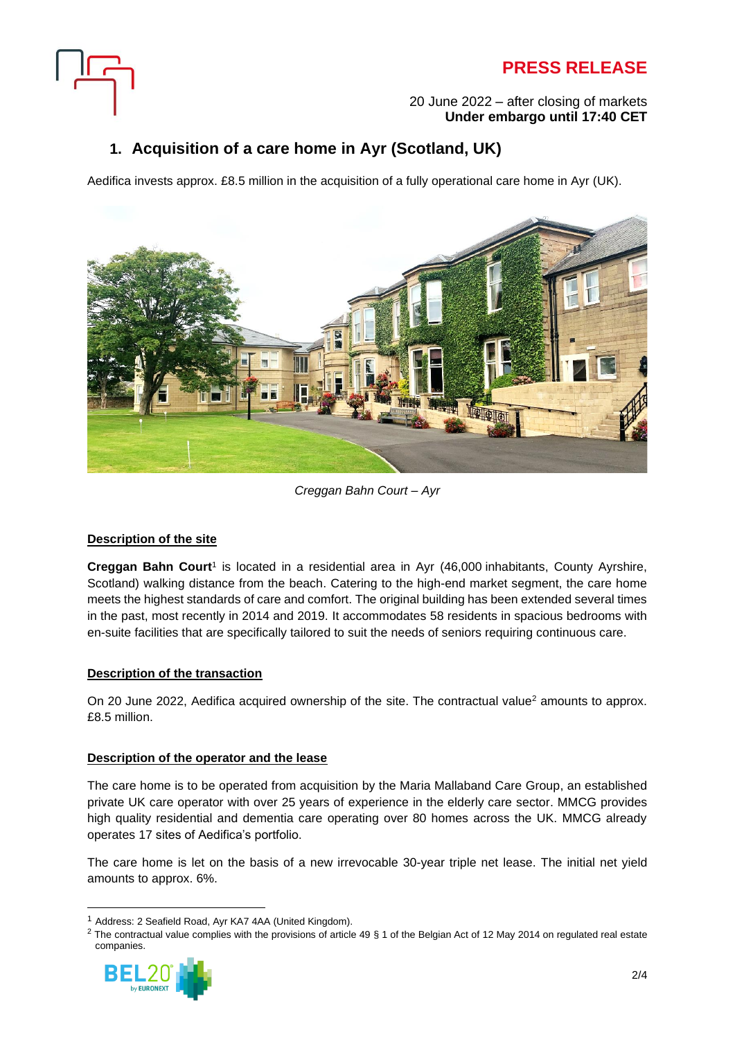# PRESS RELEASE

20 June 2022 – after closing of markets
**Under embargo until 17:40 CET**

## 1. Acquisition of a care home in Ayr (Scotland, UK)

Aedifica invests approx. £8.5 million in the acquisition of a fully operational care home in Ayr (UK).

*Creggan Bahn Court – Ayr*

### Description of the site

**Creggan Bahn Court**[1] is located in a residential area in Ayr (46,000 inhabitants, County Ayrshire, Scotland) walking distance from the beach. Catering to the high-end market segment, the care home meets the highest standards of care and comfort. The original building has been extended several times in the past, most recently in 2014 and 2019. It accommodates 58 residents in spacious bedrooms with en-suite facilities that are specifically tailored to suit the needs of seniors requiring continuous care.

### Description of the transaction

On 20 June 2022, Aedifica acquired ownership of the site. The contractual value[2] amounts to approx. £8.5 million.

### Description of the operator and the lease

The care home is to be operated from acquisition by the Maria Mallaband Care Group, an established private UK care operator with over 25 years of experience in the elderly care sector. MMCG provides high quality residential and dementia care operating over 80 homes across the UK. MMCG already operates 17 sites of Aedifica's portfolio.

The care home is let on the basis of a new irrevocable 30-year triple net lease. The initial net yield amounts to approx. 6%.

---

[1] Address: 2 Seafield Road, Ayr KA7 4AA (United Kingdom).

[2] The contractual value complies with the provisions of article 49 § 1 of the Belgian Act of 12 May 2014 on regulated real estate companies.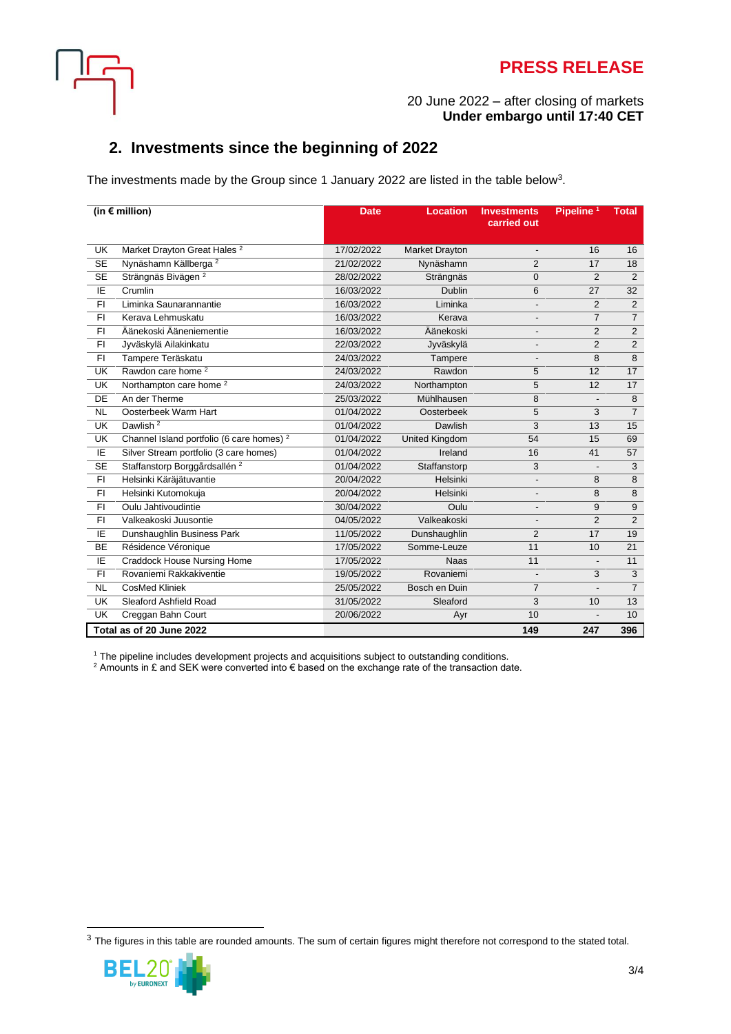**PRESS RELEASE**

20 June 2022 – after closing of markets
**Under embargo until 17:40 CET**

## 2. Investments since the beginning of 2022

The investments made by the Group since 1 January 2022 are listed in the table below[3].

| (in € million) | | Date | Location | Investments carried out | Pipeline [1] | Total |
|---|---|---|---|---|---|---|
| UK | Market Drayton Great Hales [2] | 17/02/2022 | Market Drayton | - | 16 | 16 |
| SE | Nynäshamn Källberga [2] | 21/02/2022 | Nynäshamn | 2 | 17 | 18 |
| SE | Strängnäs Bivägen [2] | 28/02/2022 | Strängnäs | 0 | 2 | 2 |
| IE | Crumlin | 16/03/2022 | Dublin | 6 | 27 | 32 |
| FI | Liminka Saunarannantie | 16/03/2022 | Liminka | - | 2 | 2 |
| FI | Kerava Lehmuskatu | 16/03/2022 | Kerava | - | 7 | 7 |
| FI | Äänekoski Ääneniementie | 16/03/2022 | Äänekoski | - | 2 | 2 |
| FI | Jyväskylä Ailakinkatu | 22/03/2022 | Jyväskylä | - | 2 | 2 |
| FI | Tampere Teräskatu | 24/03/2022 | Tampere | - | 8 | 8 |
| UK | Rawdon care home [2] | 24/03/2022 | Rawdon | 5 | 12 | 17 |
| UK | Northampton care home [2] | 24/03/2022 | Northampton | 5 | 12 | 17 |
| DE | An der Therme | 25/03/2022 | Mühlhausen | 8 | - | 8 |
| NL | Oosterbeek Warm Hart | 01/04/2022 | Oosterbeek | 5 | 3 | 7 |
| UK | Dawlish [2] | 01/04/2022 | Dawlish | 3 | 13 | 15 |
| UK | Channel Island portfolio (6 care homes) [2] | 01/04/2022 | United Kingdom | 54 | 15 | 69 |
| IE | Silver Stream portfolio (3 care homes) | 01/04/2022 | Ireland | 16 | 41 | 57 |
| SE | Staffanstorp Borggårdsallén [2] | 01/04/2022 | Staffanstorp | 3 | - | 3 |
| FI | Helsinki Käräjätuvantie | 20/04/2022 | Helsinki | - | 8 | 8 |
| FI | Helsinki Kutomokuja | 20/04/2022 | Helsinki | - | 8 | 8 |
| FI | Oulu Jahtivoudintie | 30/04/2022 | Oulu | - | 9 | 9 |
| FI | Valkeakoski Juusontie | 04/05/2022 | Valkeakoski | - | 2 | 2 |
| IE | Dunshaughlin Business Park | 11/05/2022 | Dunshaughlin | 2 | 17 | 19 |
| BE | Résidence Véronique | 17/05/2022 | Somme-Leuze | 11 | 10 | 21 |
| IE | Craddock House Nursing Home | 17/05/2022 | Naas | 11 | - | 11 |
| FI | Rovaniemi Rakkakiventie | 19/05/2022 | Rovaniemi | - | 3 | 3 |
| NL | CosMed Kliniek | 25/05/2022 | Bosch en Duin | 7 | - | 7 |
| UK | Sleaford Ashfield Road | 31/05/2022 | Sleaford | 3 | 10 | 13 |
| UK | Creggan Bahn Court | 20/06/2022 | Ayr | 10 | - | 10 |
| **Total as of 20 June 2022** | | | | **149** | **247** | **396** |

[1] The pipeline includes development projects and acquisitions subject to outstanding conditions.
[2] Amounts in £ and SEK were converted into € based on the exchange rate of the transaction date.

[3] The figures in this table are rounded amounts. The sum of certain figures might therefore not correspond to the stated total.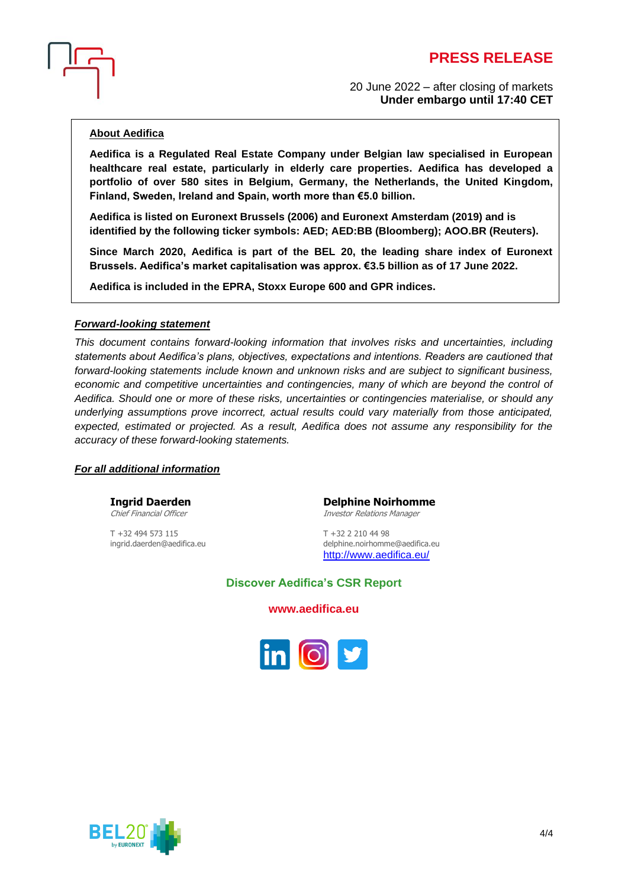**PRESS RELEASE**

20 June 2022 – after closing of markets
**Under embargo until 17:40 CET**

**About Aedifica**

**Aedifica is a Regulated Real Estate Company under Belgian law specialised in European healthcare real estate, particularly in elderly care properties. Aedifica has developed a portfolio of over 580 sites in Belgium, Germany, the Netherlands, the United Kingdom, Finland, Sweden, Ireland and Spain, worth more than €5.0 billion.**

**Aedifica is listed on Euronext Brussels (2006) and Euronext Amsterdam (2019) and is identified by the following ticker symbols: AED; AED:BB (Bloomberg); AOO.BR (Reuters).**

**Since March 2020, Aedifica is part of the BEL 20, the leading share index of Euronext Brussels. Aedifica's market capitalisation was approx. €3.5 billion as of 17 June 2022.**

**Aedifica is included in the EPRA, Stoxx Europe 600 and GPR indices.**

***Forward-looking statement***

*This document contains forward-looking information that involves risks and uncertainties, including statements about Aedifica's plans, objectives, expectations and intentions. Readers are cautioned that forward-looking statements include known and unknown risks and are subject to significant business, economic and competitive uncertainties and contingencies, many of which are beyond the control of Aedifica. Should one or more of these risks, uncertainties or contingencies materialise, or should any underlying assumptions prove incorrect, actual results could vary materially from those anticipated, expected, estimated or projected. As a result, Aedifica does not assume any responsibility for the accuracy of these forward-looking statements.*

***For all additional information***

**Ingrid Daerden**
*Chief Financial Officer*

T +32 494 573 115
ingrid.daerden@aedifica.eu

**Delphine Noirhomme**
*Investor Relations Manager*

T +32 2 210 44 98
delphine.noirhomme@aedifica.eu
http://www.aedifica.eu/

**Discover Aedifica's CSR Report**

**www.aedifica.eu**